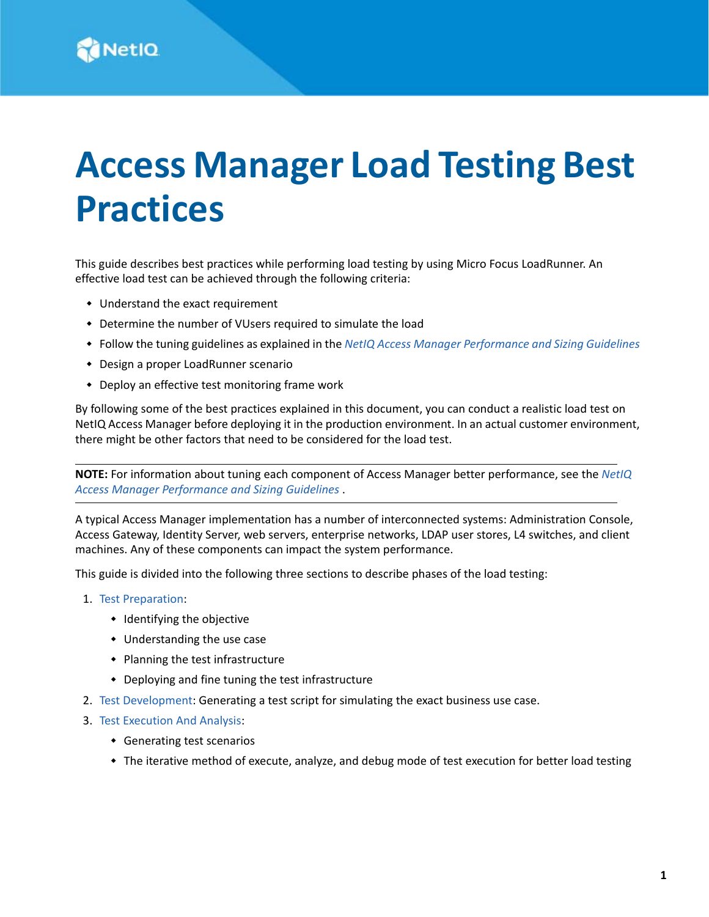# Access Manager Load Testing Best Practices

This guide describes best practices while performing load testing by using Micro Focus LoadRunner. An effective load test can be achieved through the following criteria:

- Understand the exact requirement
- Determine the number of VUsers required to simulate the load
- Follow the tuning guidelines as explained in the *NetIQ Access Manager Performance and Sizing Guidelines*
- Design a proper LoadRunner scenario
- Deploy an effective test monitoring frame work

By following some of the best practices explained in this document, you can conduct a realistic load test on NetIQ Access Manager before deploying it in the production environment. In an actual customer environment, there might be other factors that need to be considered for the load test.

---

**NOTE:** For information about tuning each component of Access Manager better performance, see the *NetIQ Access Manager Performance and Sizing Guidelines* .

---

A typical Access Manager implementation has a number of interconnected systems: Administration Console, Access Gateway, Identity Server, web servers, enterprise networks, LDAP user stores, L4 switches, and client machines. Any of these components can impact the system performance.

This guide is divided into the following three sections to describe phases of the load testing:

1. Test Preparation:
   - Identifying the objective
   - Understanding the use case
   - Planning the test infrastructure
   - Deploying and fine tuning the test infrastructure
2. Test Development: Generating a test script for simulating the exact business use case.
3. Test Execution And Analysis:
   - Generating test scenarios
   - The iterative method of execute, analyze, and debug mode of test execution for better load testing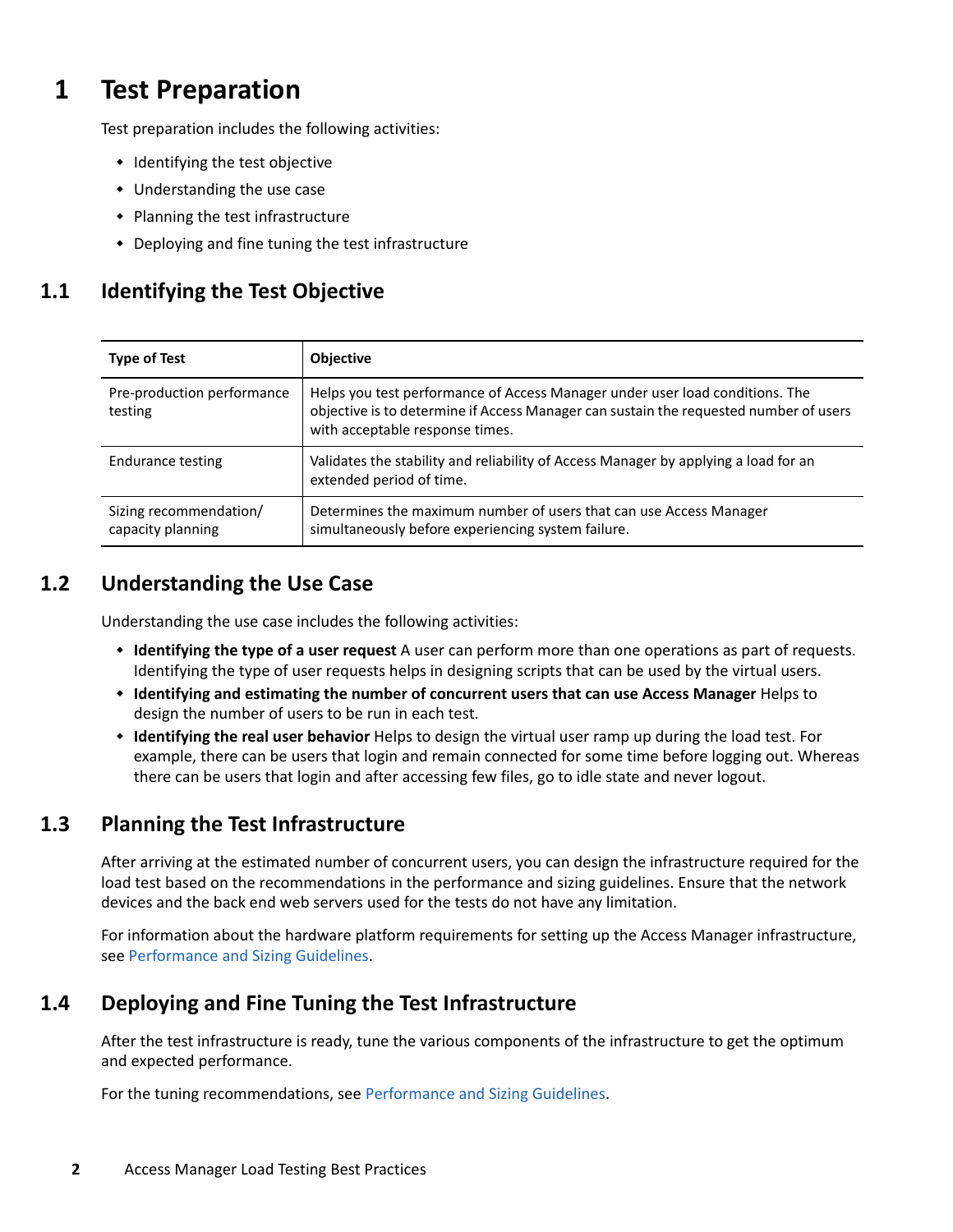# 1 Test Preparation

Test preparation includes the following activities:

- Identifying the test objective
- Understanding the use case
- Planning the test infrastructure
- Deploying and fine tuning the test infrastructure

## 1.1 Identifying the Test Objective

| Type of Test | Objective |
|---|---|
| Pre-production performance testing | Helps you test performance of Access Manager under user load conditions. The objective is to determine if Access Manager can sustain the requested number of users with acceptable response times. |
| Endurance testing | Validates the stability and reliability of Access Manager by applying a load for an extended period of time. |
| Sizing recommendation/ capacity planning | Determines the maximum number of users that can use Access Manager simultaneously before experiencing system failure. |

## 1.2 Understanding the Use Case

Understanding the use case includes the following activities:

- **Identifying the type of a user request** A user can perform more than one operations as part of requests. Identifying the type of user requests helps in designing scripts that can be used by the virtual users.
- **Identifying and estimating the number of concurrent users that can use Access Manager** Helps to design the number of users to be run in each test.
- **Identifying the real user behavior** Helps to design the virtual user ramp up during the load test. For example, there can be users that login and remain connected for some time before logging out. Whereas there can be users that login and after accessing few files, go to idle state and never logout.

## 1.3 Planning the Test Infrastructure

After arriving at the estimated number of concurrent users, you can design the infrastructure required for the load test based on the recommendations in the performance and sizing guidelines. Ensure that the network devices and the back end web servers used for the tests do not have any limitation.

For information about the hardware platform requirements for setting up the Access Manager infrastructure, see Performance and Sizing Guidelines.

## 1.4 Deploying and Fine Tuning the Test Infrastructure

After the test infrastructure is ready, tune the various components of the infrastructure to get the optimum and expected performance.

For the tuning recommendations, see Performance and Sizing Guidelines.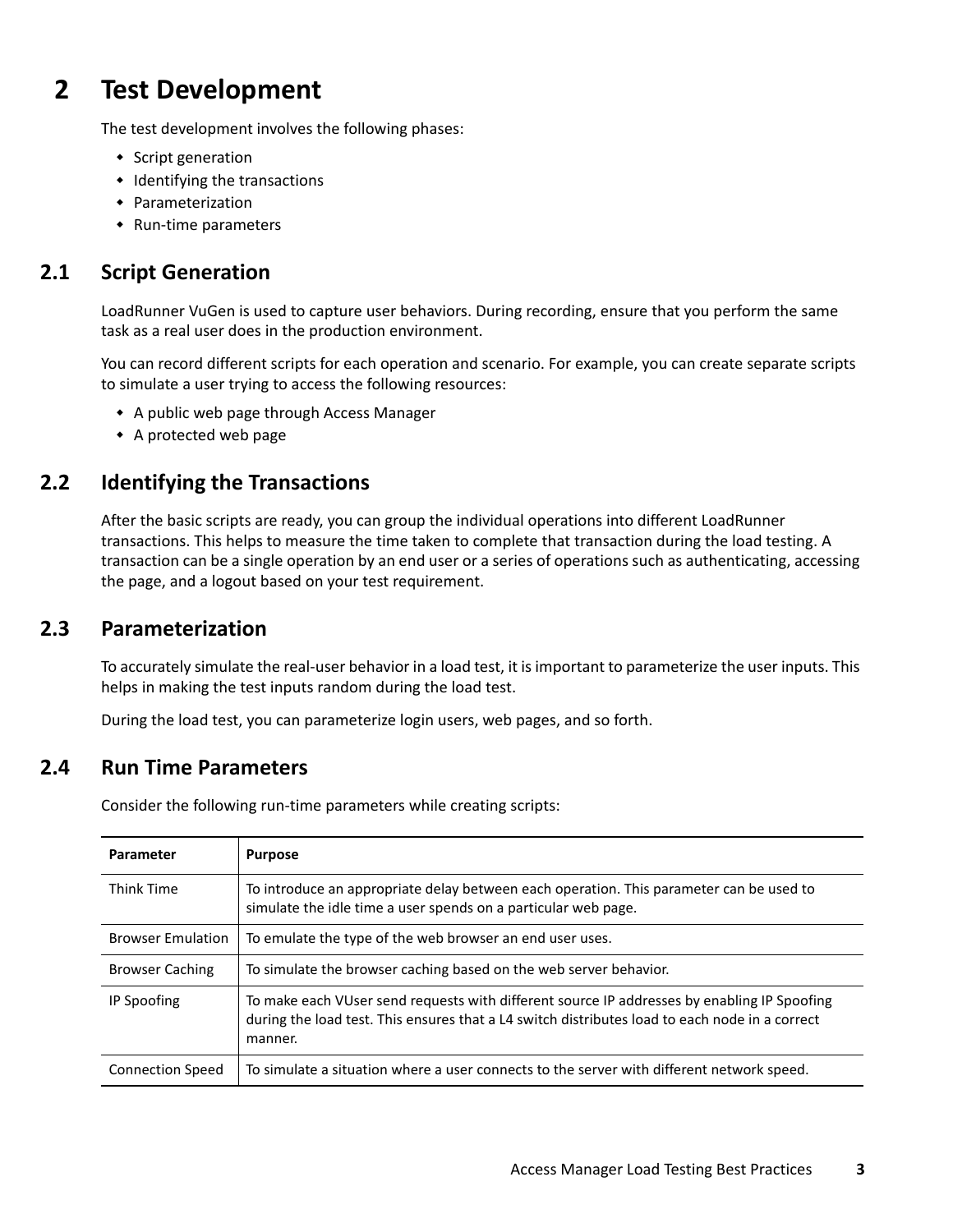# 2 Test Development

The test development involves the following phases:

- Script generation
- Identifying the transactions
- Parameterization
- Run-time parameters

## 2.1 Script Generation

LoadRunner VuGen is used to capture user behaviors. During recording, ensure that you perform the same task as a real user does in the production environment.

You can record different scripts for each operation and scenario. For example, you can create separate scripts to simulate a user trying to access the following resources:

- A public web page through Access Manager
- A protected web page

## 2.2 Identifying the Transactions

After the basic scripts are ready, you can group the individual operations into different LoadRunner transactions. This helps to measure the time taken to complete that transaction during the load testing. A transaction can be a single operation by an end user or a series of operations such as authenticating, accessing the page, and a logout based on your test requirement.

## 2.3 Parameterization

To accurately simulate the real-user behavior in a load test, it is important to parameterize the user inputs. This helps in making the test inputs random during the load test.

During the load test, you can parameterize login users, web pages, and so forth.

## 2.4 Run Time Parameters

Consider the following run-time parameters while creating scripts:

| Parameter | Purpose |
|---|---|
| Think Time | To introduce an appropriate delay between each operation. This parameter can be used to simulate the idle time a user spends on a particular web page. |
| Browser Emulation | To emulate the type of the web browser an end user uses. |
| Browser Caching | To simulate the browser caching based on the web server behavior. |
| IP Spoofing | To make each VUser send requests with different source IP addresses by enabling IP Spoofing during the load test. This ensures that a L4 switch distributes load to each node in a correct manner. |
| Connection Speed | To simulate a situation where a user connects to the server with different network speed. |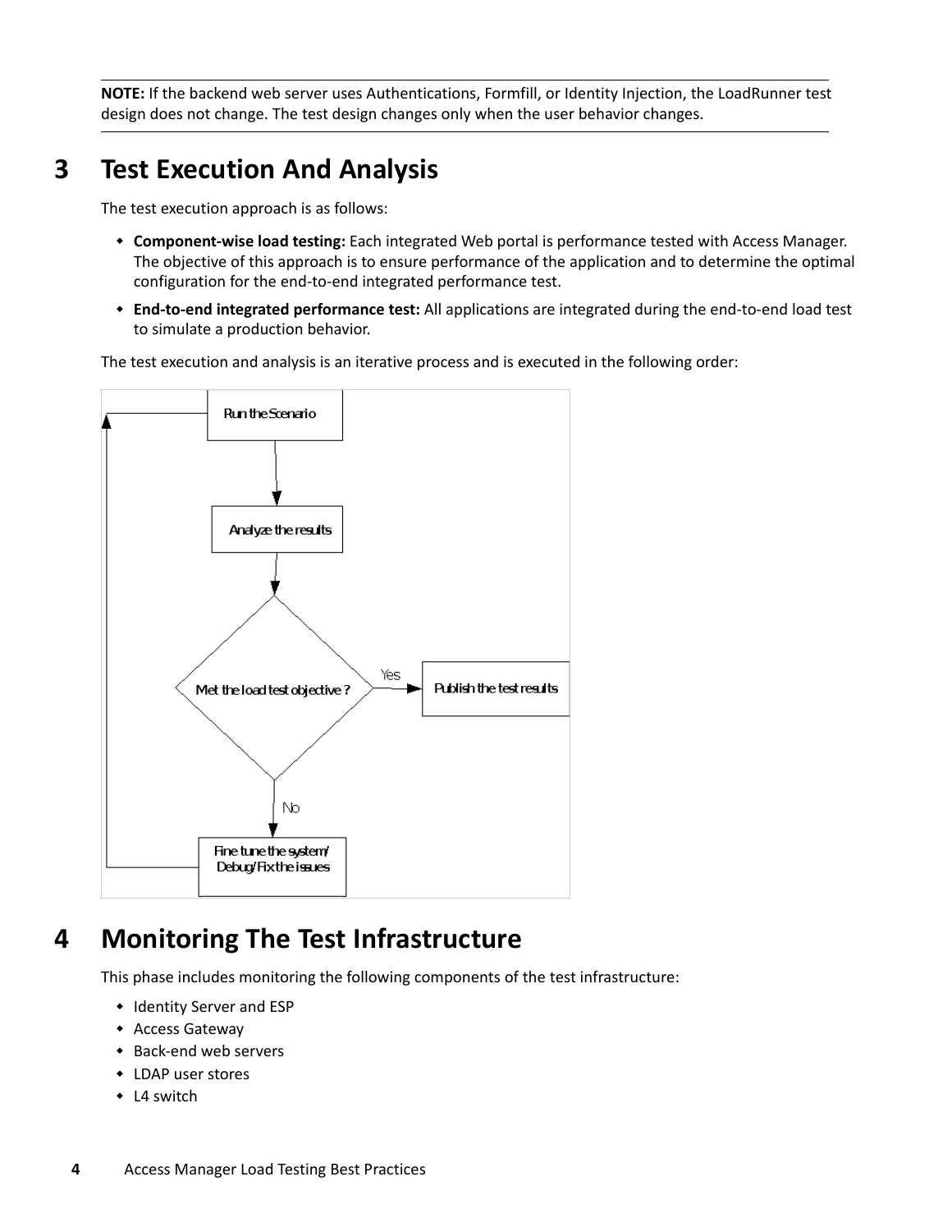**NOTE:** If the backend web server uses Authentications, Formfill, or Identity Injection, the LoadRunner test design does not change. The test design changes only when the user behavior changes.

# 3 Test Execution And Analysis

The test execution approach is as follows:

- **Component-wise load testing:** Each integrated Web portal is performance tested with Access Manager. The objective of this approach is to ensure performance of the application and to determine the optimal configuration for the end-to-end integrated performance test.
- **End-to-end integrated performance test:** All applications are integrated during the end-to-end load test to simulate a production behavior.

The test execution and analysis is an iterative process and is executed in the following order:

Run the Scenario

Analyze the results

Met the load test objective ?

Yes

Publish the test results

No

Fine tune the system/ Debug/Fix the issues

# 4 Monitoring The Test Infrastructure

This phase includes monitoring the following components of the test infrastructure:

- Identity Server and ESP
- Access Gateway
- Back-end web servers
- LDAP user stores
- L4 switch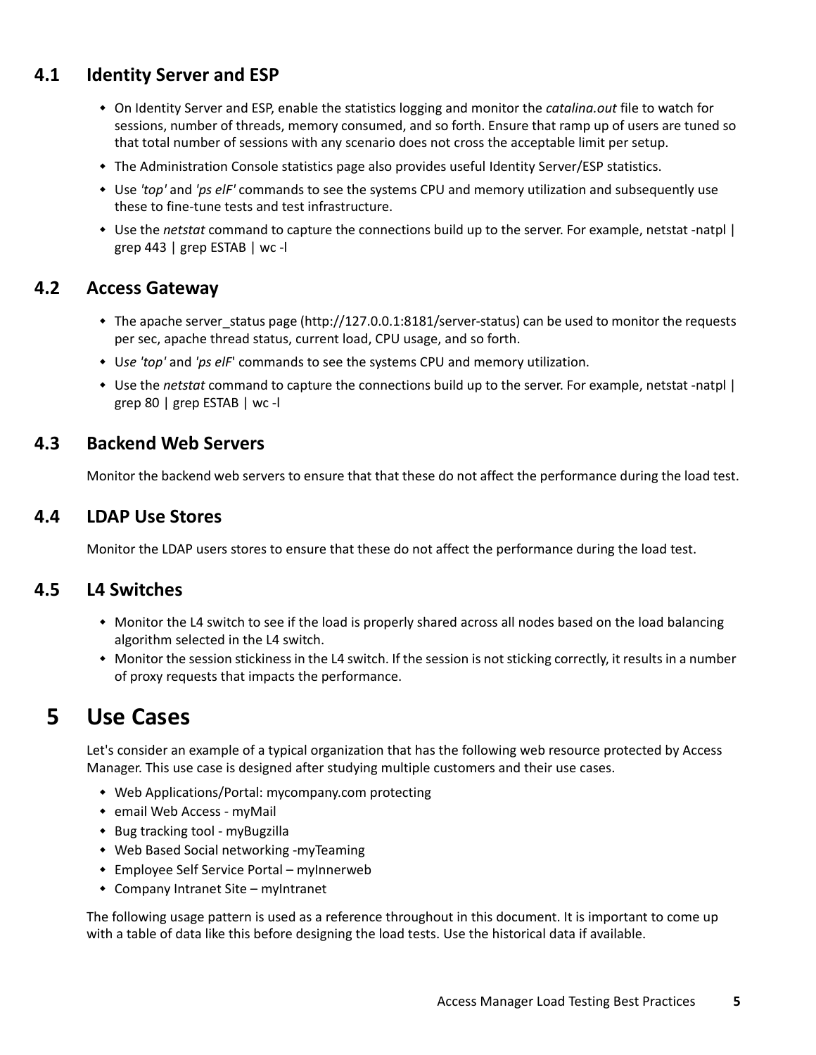## 4.1 Identity Server and ESP

- On Identity Server and ESP, enable the statistics logging and monitor the *catalina.out* file to watch for sessions, number of threads, memory consumed, and so forth. Ensure that ramp up of users are tuned so that total number of sessions with any scenario does not cross the acceptable limit per setup.
- The Administration Console statistics page also provides useful Identity Server/ESP statistics.
- Use *'top'* and *'ps elF'* commands to see the systems CPU and memory utilization and subsequently use these to fine-tune tests and test infrastructure.
- Use the *netstat* command to capture the connections build up to the server. For example, netstat -natpl | grep 443 | grep ESTAB | wc -l

## 4.2 Access Gateway

- The apache server_status page (http://127.0.0.1:8181/server-status) can be used to monitor the requests per sec, apache thread status, current load, CPU usage, and so forth.
- U*se 'top'* and *'ps elF*' commands to see the systems CPU and memory utilization.
- Use the *netstat* command to capture the connections build up to the server. For example, netstat -natpl | grep 80 | grep ESTAB | wc -l

## 4.3 Backend Web Servers

Monitor the backend web servers to ensure that that these do not affect the performance during the load test.

## 4.4 LDAP Use Stores

Monitor the LDAP users stores to ensure that these do not affect the performance during the load test.

## 4.5 L4 Switches

- Monitor the L4 switch to see if the load is properly shared across all nodes based on the load balancing algorithm selected in the L4 switch.
- Monitor the session stickiness in the L4 switch. If the session is not sticking correctly, it results in a number of proxy requests that impacts the performance.

# 5 Use Cases

Let's consider an example of a typical organization that has the following web resource protected by Access Manager. This use case is designed after studying multiple customers and their use cases.

- Web Applications/Portal: mycompany.com protecting
- email Web Access - myMail
- Bug tracking tool - myBugzilla
- Web Based Social networking -myTeaming
- Employee Self Service Portal – myInnerweb
- Company Intranet Site – myIntranet

The following usage pattern is used as a reference throughout in this document. It is important to come up with a table of data like this before designing the load tests. Use the historical data if available.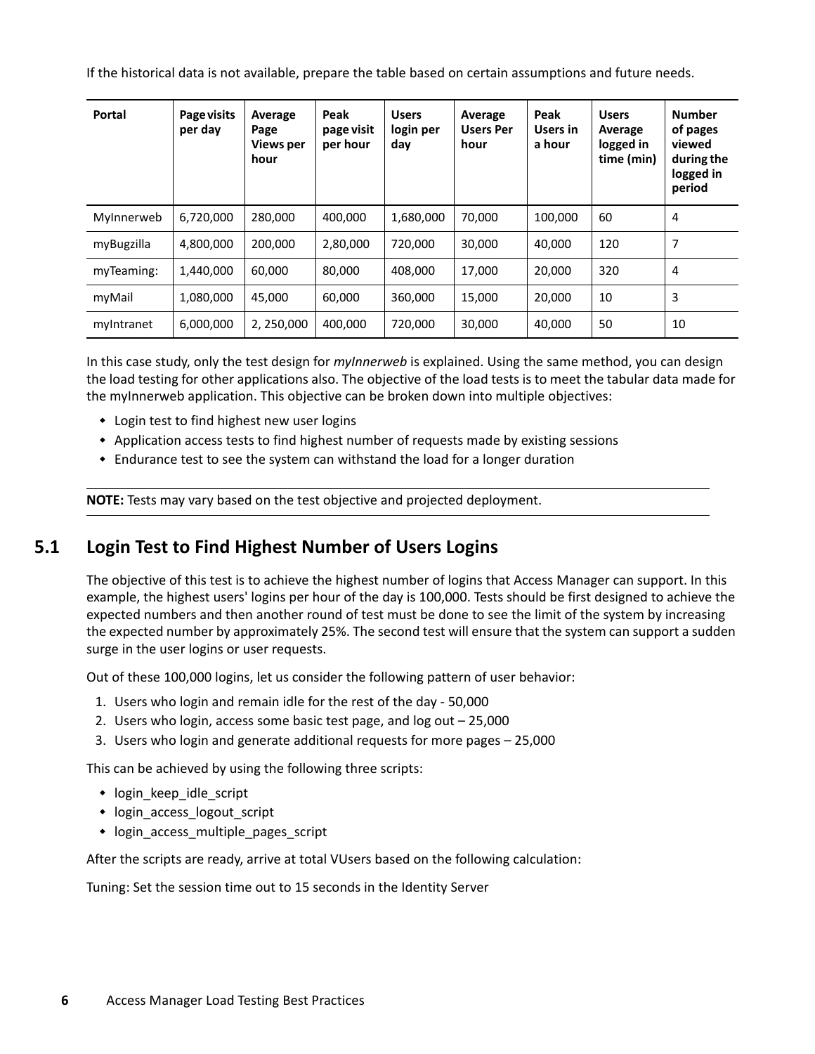If the historical data is not available, prepare the table based on certain assumptions and future needs.

| Portal | Page visits per day | Average Page Views per hour | Peak page visit per hour | Users login per day | Average Users Per hour | Peak Users in a hour | Users Average logged in time (min) | Number of pages viewed during the logged in period |
|---|---|---|---|---|---|---|---|---|
| MyInnerweb | 6,720,000 | 280,000 | 400,000 | 1,680,000 | 70,000 | 100,000 | 60 | 4 |
| myBugzilla | 4,800,000 | 200,000 | 2,80,000 | 720,000 | 30,000 | 40,000 | 120 | 7 |
| myTeaming: | 1,440,000 | 60,000 | 80,000 | 408,000 | 17,000 | 20,000 | 320 | 4 |
| myMail | 1,080,000 | 45,000 | 60,000 | 360,000 | 15,000 | 20,000 | 10 | 3 |
| myIntranet | 6,000,000 | 2, 250,000 | 400,000 | 720,000 | 30,000 | 40,000 | 50 | 10 |

In this case study, only the test design for *myInnerweb* is explained. Using the same method, you can design the load testing for other applications also. The objective of the load tests is to meet the tabular data made for the myInnerweb application. This objective can be broken down into multiple objectives:

- Login test to find highest new user logins
- Application access tests to find highest number of requests made by existing sessions
- Endurance test to see the system can withstand the load for a longer duration

**NOTE:** Tests may vary based on the test objective and projected deployment.

## 5.1 Login Test to Find Highest Number of Users Logins

The objective of this test is to achieve the highest number of logins that Access Manager can support. In this example, the highest users' logins per hour of the day is 100,000. Tests should be first designed to achieve the expected numbers and then another round of test must be done to see the limit of the system by increasing the expected number by approximately 25%. The second test will ensure that the system can support a sudden surge in the user logins or user requests.

Out of these 100,000 logins, let us consider the following pattern of user behavior:

1. Users who login and remain idle for the rest of the day - 50,000
2. Users who login, access some basic test page, and log out – 25,000
3. Users who login and generate additional requests for more pages – 25,000

This can be achieved by using the following three scripts:

- login_keep_idle_script
- login_access_logout_script
- login_access_multiple_pages_script

After the scripts are ready, arrive at total VUsers based on the following calculation:

Tuning: Set the session time out to 15 seconds in the Identity Server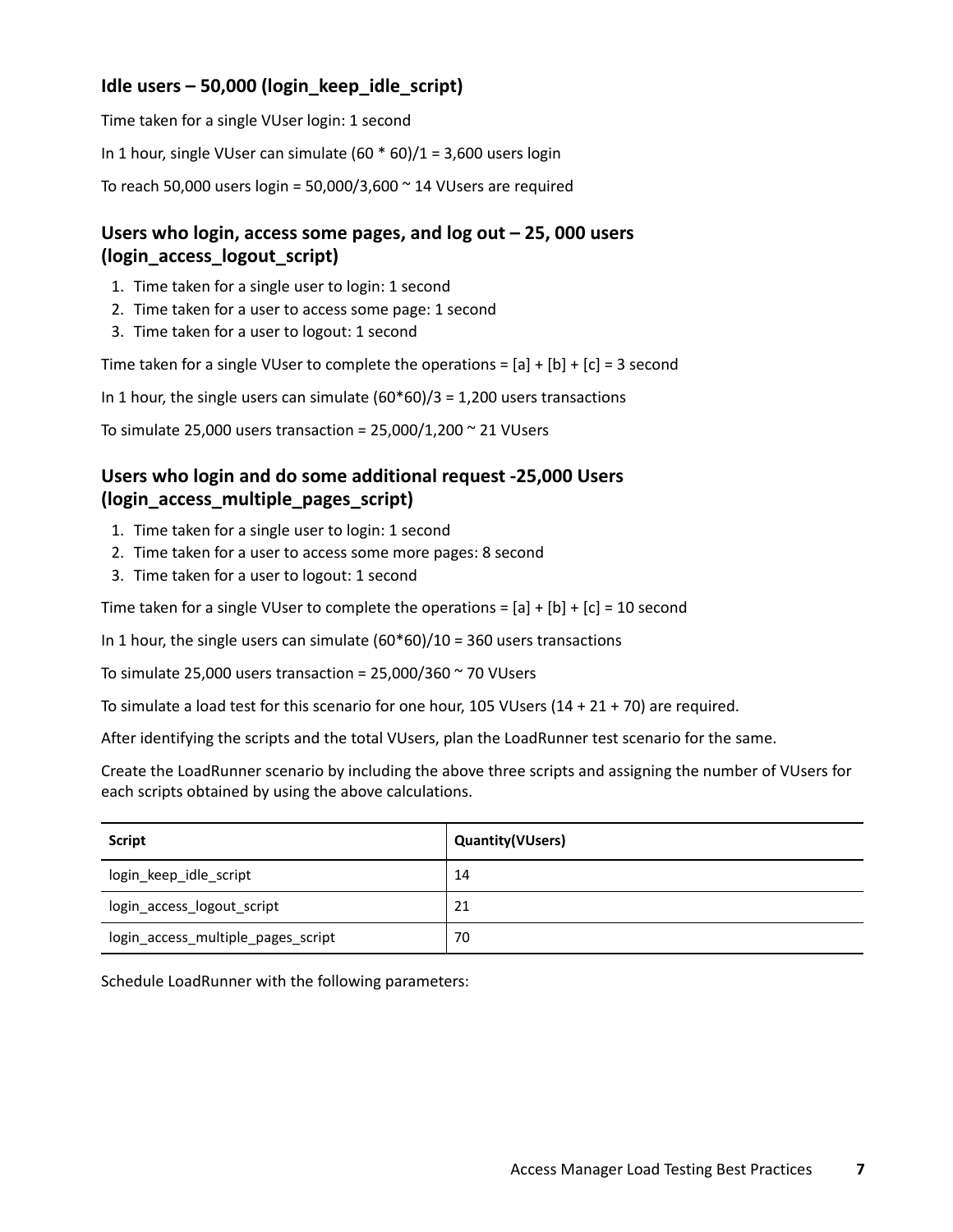### Idle users – 50,000 (login_keep_idle_script)

Time taken for a single VUser login: 1 second

In 1 hour, single VUser can simulate (60 * 60)/1 = 3,600 users login

To reach 50,000 users login = 50,000/3,600 ~ 14 VUsers are required

### Users who login, access some pages, and log out – 25, 000 users (login_access_logout_script)

1. Time taken for a single user to login: 1 second
2. Time taken for a user to access some page: 1 second
3. Time taken for a user to logout: 1 second

Time taken for a single VUser to complete the operations = [a] + [b] + [c] = 3 second

In 1 hour, the single users can simulate (60*60)/3 = 1,200 users transactions

To simulate 25,000 users transaction = 25,000/1,200 ~ 21 VUsers

### Users who login and do some additional request -25,000 Users (login_access_multiple_pages_script)

1. Time taken for a single user to login: 1 second
2. Time taken for a user to access some more pages: 8 second
3. Time taken for a user to logout: 1 second

Time taken for a single VUser to complete the operations = [a] + [b] + [c] = 10 second

In 1 hour, the single users can simulate (60*60)/10 = 360 users transactions

To simulate 25,000 users transaction = 25,000/360 ~ 70 VUsers

To simulate a load test for this scenario for one hour, 105 VUsers (14 + 21 + 70) are required.

After identifying the scripts and the total VUsers, plan the LoadRunner test scenario for the same.

Create the LoadRunner scenario by including the above three scripts and assigning the number of VUsers for each scripts obtained by using the above calculations.

| Script | Quantity(VUsers) |
|---|---|
| login_keep_idle_script | 14 |
| login_access_logout_script | 21 |
| login_access_multiple_pages_script | 70 |

Schedule LoadRunner with the following parameters: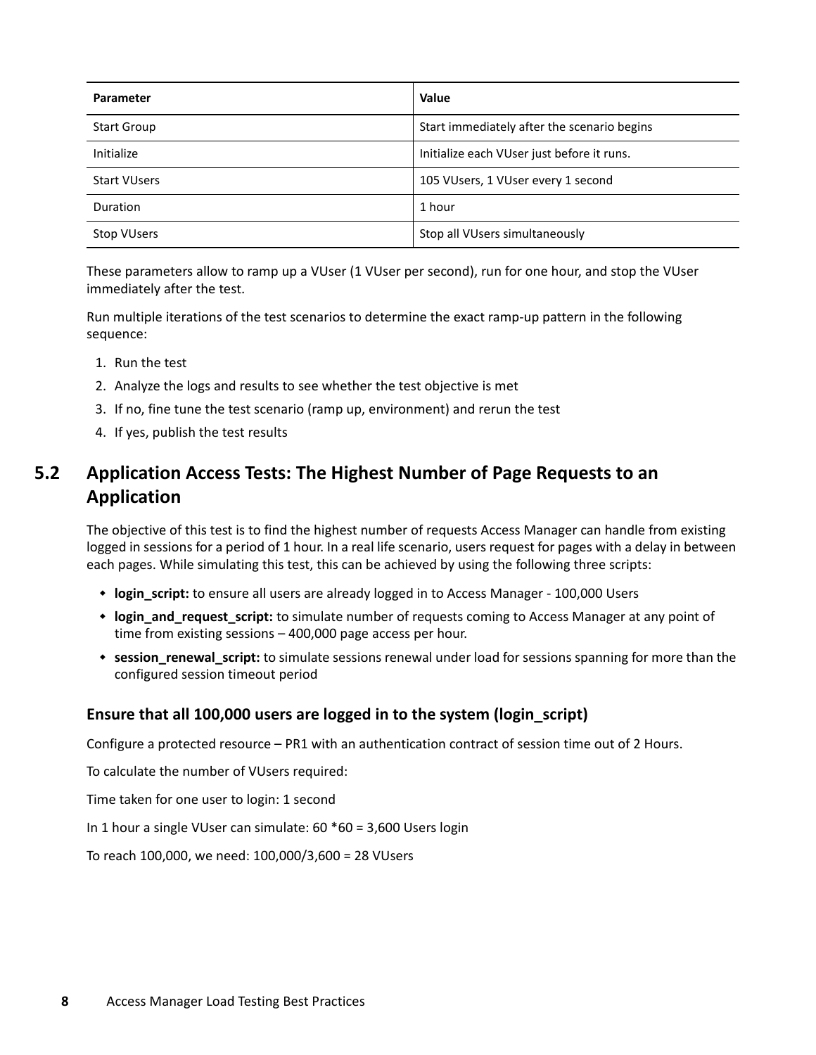| Parameter | Value |
| --- | --- |
| Start Group | Start immediately after the scenario begins |
| Initialize | Initialize each VUser just before it runs. |
| Start VUsers | 105 VUsers, 1 VUser every 1 second |
| Duration | 1 hour |
| Stop VUsers | Stop all VUsers simultaneously |

These parameters allow to ramp up a VUser (1 VUser per second), run for one hour, and stop the VUser immediately after the test.

Run multiple iterations of the test scenarios to determine the exact ramp-up pattern in the following sequence:

1. Run the test
2. Analyze the logs and results to see whether the test objective is met
3. If no, fine tune the test scenario (ramp up, environment) and rerun the test
4. If yes, publish the test results

## 5.2 Application Access Tests: The Highest Number of Page Requests to an Application

The objective of this test is to find the highest number of requests Access Manager can handle from existing logged in sessions for a period of 1 hour. In a real life scenario, users request for pages with a delay in between each pages. While simulating this test, this can be achieved by using the following three scripts:

- **login_script:** to ensure all users are already logged in to Access Manager - 100,000 Users
- **login_and_request_script:** to simulate number of requests coming to Access Manager at any point of time from existing sessions – 400,000 page access per hour.
- **session_renewal_script:** to simulate sessions renewal under load for sessions spanning for more than the configured session timeout period

### Ensure that all 100,000 users are logged in to the system (login_script)

Configure a protected resource – PR1 with an authentication contract of session time out of 2 Hours.

To calculate the number of VUsers required:

Time taken for one user to login: 1 second

In 1 hour a single VUser can simulate: 60 *60 = 3,600 Users login

To reach 100,000, we need: 100,000/3,600 = 28 VUsers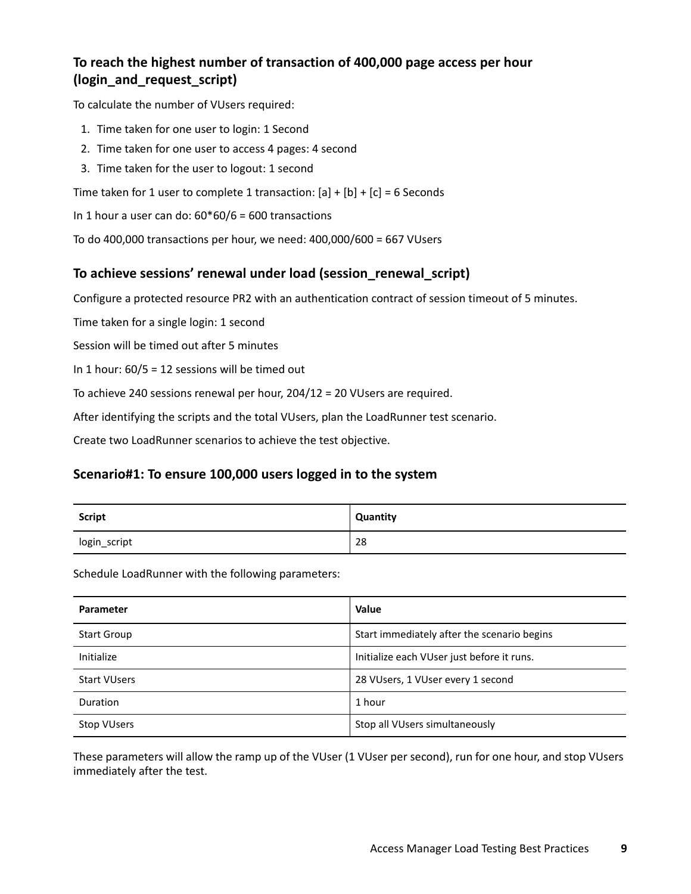### To reach the highest number of transaction of 400,000 page access per hour (login_and_request_script)

To calculate the number of VUsers required:

1. Time taken for one user to login: 1 Second
2. Time taken for one user to access 4 pages: 4 second
3. Time taken for the user to logout: 1 second

Time taken for 1 user to complete 1 transaction: [a] + [b] + [c] = 6 Seconds

In 1 hour a user can do: 60*60/6 = 600 transactions

To do 400,000 transactions per hour, we need: 400,000/600 = 667 VUsers

### To achieve sessions' renewal under load (session_renewal_script)

Configure a protected resource PR2 with an authentication contract of session timeout of 5 minutes.

Time taken for a single login: 1 second

Session will be timed out after 5 minutes

In 1 hour: 60/5 = 12 sessions will be timed out

To achieve 240 sessions renewal per hour, 204/12 = 20 VUsers are required.

After identifying the scripts and the total VUsers, plan the LoadRunner test scenario.

Create two LoadRunner scenarios to achieve the test objective.

### Scenario#1: To ensure 100,000 users logged in to the system

| Script | Quantity |
| --- | --- |
| login_script | 28 |

Schedule LoadRunner with the following parameters:

| Parameter | Value |
| --- | --- |
| Start Group | Start immediately after the scenario begins |
| Initialize | Initialize each VUser just before it runs. |
| Start VUsers | 28 VUsers, 1 VUser every 1 second |
| Duration | 1 hour |
| Stop VUsers | Stop all VUsers simultaneously |

These parameters will allow the ramp up of the VUser (1 VUser per second), run for one hour, and stop VUsers immediately after the test.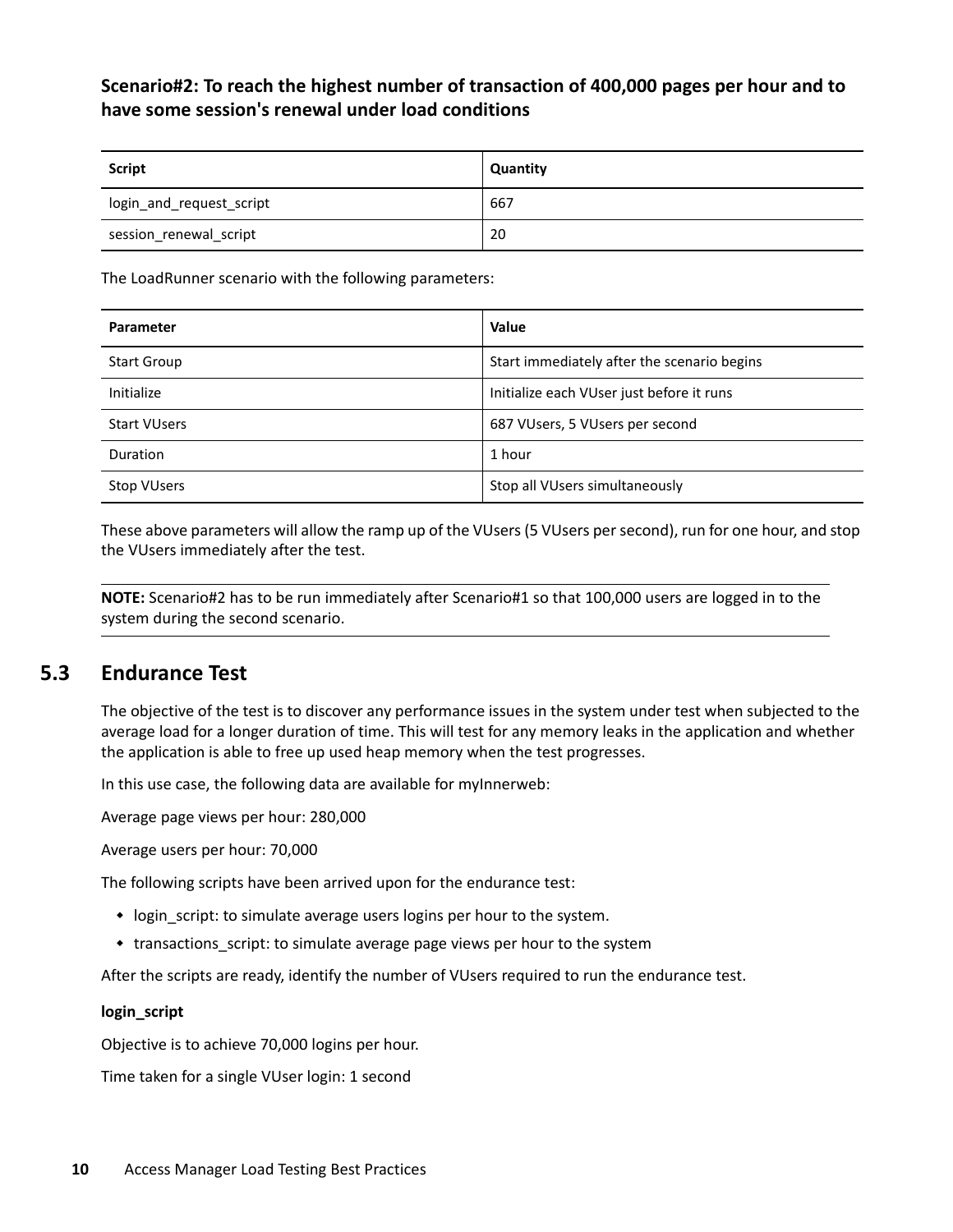**Scenario#2: To reach the highest number of transaction of 400,000 pages per hour and to have some session's renewal under load conditions**

| Script | Quantity |
| --- | --- |
| login_and_request_script | 667 |
| session_renewal_script | 20 |

The LoadRunner scenario with the following parameters:

| Parameter | Value |
| --- | --- |
| Start Group | Start immediately after the scenario begins |
| Initialize | Initialize each VUser just before it runs |
| Start VUsers | 687 VUsers, 5 VUsers per second |
| Duration | 1 hour |
| Stop VUsers | Stop all VUsers simultaneously |

These above parameters will allow the ramp up of the VUsers (5 VUsers per second), run for one hour, and stop the VUsers immediately after the test.

**NOTE:** Scenario#2 has to be run immediately after Scenario#1 so that 100,000 users are logged in to the system during the second scenario.

## 5.3 Endurance Test

The objective of the test is to discover any performance issues in the system under test when subjected to the average load for a longer duration of time. This will test for any memory leaks in the application and whether the application is able to free up used heap memory when the test progresses.

In this use case, the following data are available for myInnerweb:

Average page views per hour: 280,000

Average users per hour: 70,000

The following scripts have been arrived upon for the endurance test:

- login_script: to simulate average users logins per hour to the system.
- transactions_script: to simulate average page views per hour to the system

After the scripts are ready, identify the number of VUsers required to run the endurance test.

**login_script**

Objective is to achieve 70,000 logins per hour.

Time taken for a single VUser login: 1 second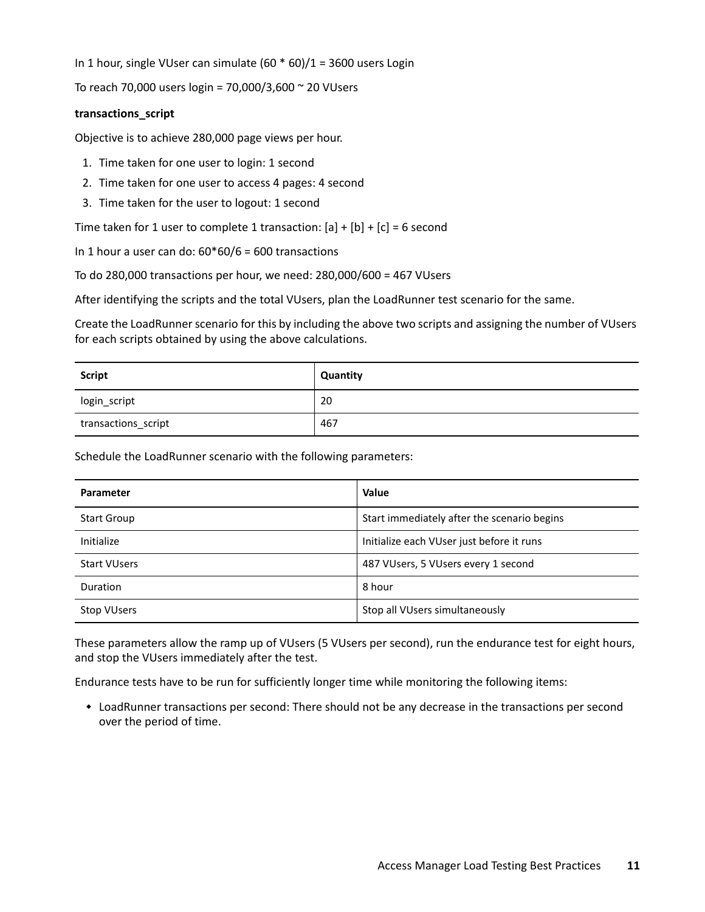In 1 hour, single VUser can simulate (60 * 60)/1 = 3600 users Login

To reach 70,000 users login = 70,000/3,600 ~ 20 VUsers

**transactions_script**

Objective is to achieve 280,000 page views per hour.

1. Time taken for one user to login: 1 second
2. Time taken for one user to access 4 pages: 4 second
3. Time taken for the user to logout: 1 second

Time taken for 1 user to complete 1 transaction: [a] + [b] + [c] = 6 second

In 1 hour a user can do: 60*60/6 = 600 transactions

To do 280,000 transactions per hour, we need: 280,000/600 = 467 VUsers

After identifying the scripts and the total VUsers, plan the LoadRunner test scenario for the same.

Create the LoadRunner scenario for this by including the above two scripts and assigning the number of VUsers for each scripts obtained by using the above calculations.

| Script | Quantity |
|---|---|
| login_script | 20 |
| transactions_script | 467 |

Schedule the LoadRunner scenario with the following parameters:

| Parameter | Value |
|---|---|
| Start Group | Start immediately after the scenario begins |
| Initialize | Initialize each VUser just before it runs |
| Start VUsers | 487 VUsers, 5 VUsers every 1 second |
| Duration | 8 hour |
| Stop VUsers | Stop all VUsers simultaneously |

These parameters allow the ramp up of VUsers (5 VUsers per second), run the endurance test for eight hours, and stop the VUsers immediately after the test.

Endurance tests have to be run for sufficiently longer time while monitoring the following items:

- LoadRunner transactions per second: There should not be any decrease in the transactions per second over the period of time.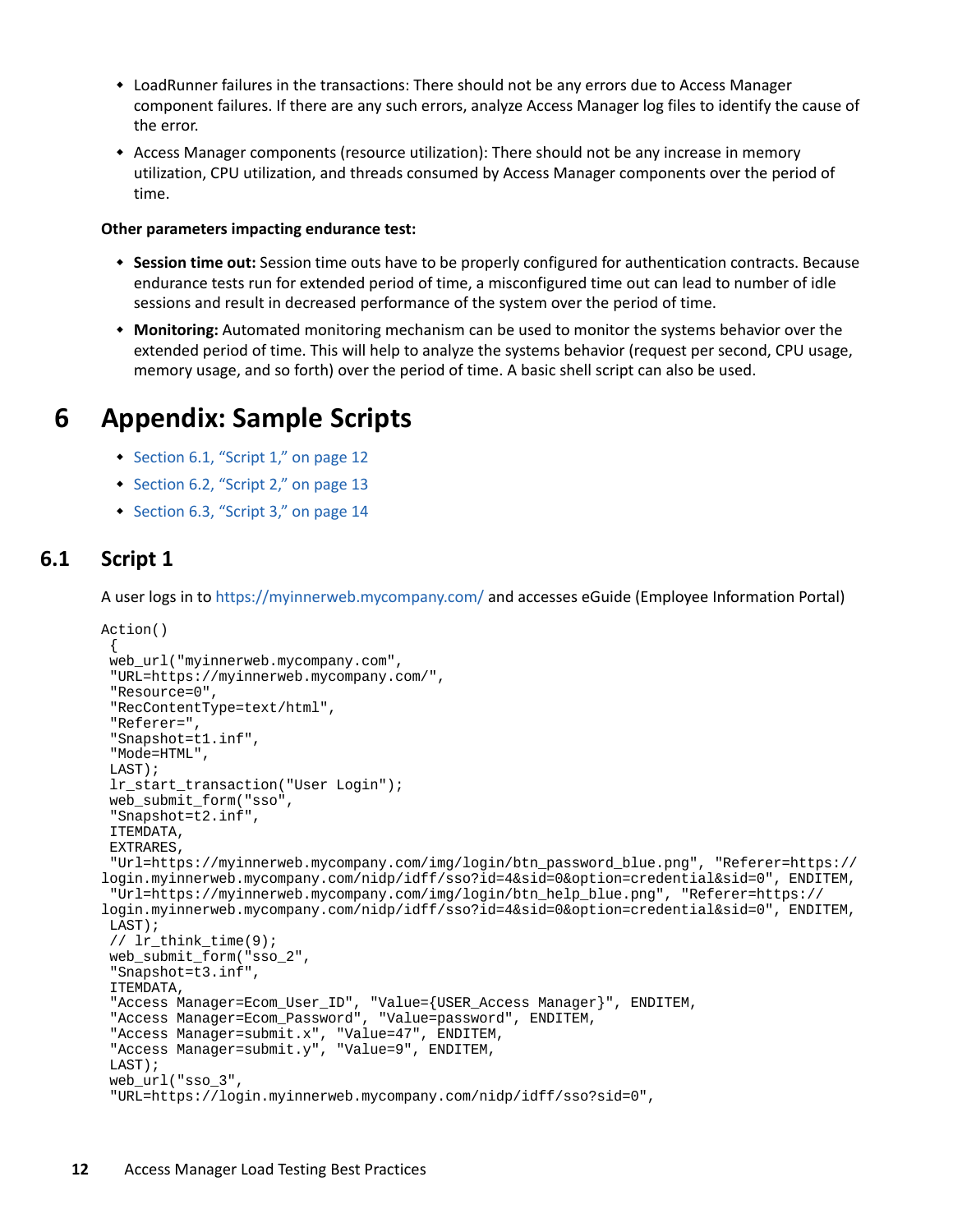- LoadRunner failures in the transactions: There should not be any errors due to Access Manager component failures. If there are any such errors, analyze Access Manager log files to identify the cause of the error.
- Access Manager components (resource utilization): There should not be any increase in memory utilization, CPU utilization, and threads consumed by Access Manager components over the period of time.

**Other parameters impacting endurance test:**

- **Session time out:** Session time outs have to be properly configured for authentication contracts. Because endurance tests run for extended period of time, a misconfigured time out can lead to number of idle sessions and result in decreased performance of the system over the period of time.
- **Monitoring:** Automated monitoring mechanism can be used to monitor the systems behavior over the extended period of time. This will help to analyze the systems behavior (request per second, CPU usage, memory usage, and so forth) over the period of time. A basic shell script can also be used.

# 6 Appendix: Sample Scripts

- Section 6.1, "Script 1," on page 12
- Section 6.2, "Script 2," on page 13
- Section 6.3, "Script 3," on page 14

## 6.1 Script 1

A user logs in to https://myinnerweb.mycompany.com/ and accesses eGuide (Employee Information Portal)

```
Action()
 {
 web_url("myinnerweb.mycompany.com",
 "URL=https://myinnerweb.mycompany.com/",
 "Resource=0",
 "RecContentType=text/html",
 "Referer=",
 "Snapshot=t1.inf",
 "Mode=HTML",
 LAST);
 lr_start_transaction("User Login");
 web_submit_form("sso",
 "Snapshot=t2.inf",
 ITEMDATA,
 EXTRARES,
 "Url=https://myinnerweb.mycompany.com/img/login/btn_password_blue.png", "Referer=https://
login.myinnerweb.mycompany.com/nidp/idff/sso?id=4&sid=0&option=credential&sid=0", ENDITEM,
 "Url=https://myinnerweb.mycompany.com/img/login/btn_help_blue.png", "Referer=https://
login.myinnerweb.mycompany.com/nidp/idff/sso?id=4&sid=0&option=credential&sid=0", ENDITEM,
 LAST);
 // lr_think_time(9);
 web_submit_form("sso_2",
 "Snapshot=t3.inf",
 ITEMDATA,
 "Access Manager=Ecom_User_ID", "Value={USER_Access Manager}", ENDITEM,
 "Access Manager=Ecom_Password", "Value=password", ENDITEM,
 "Access Manager=submit.x", "Value=47", ENDITEM,
 "Access Manager=submit.y", "Value=9", ENDITEM,
 LAST);
 web_url("sso_3",
 "URL=https://login.myinnerweb.mycompany.com/nidp/idff/sso?sid=0",
```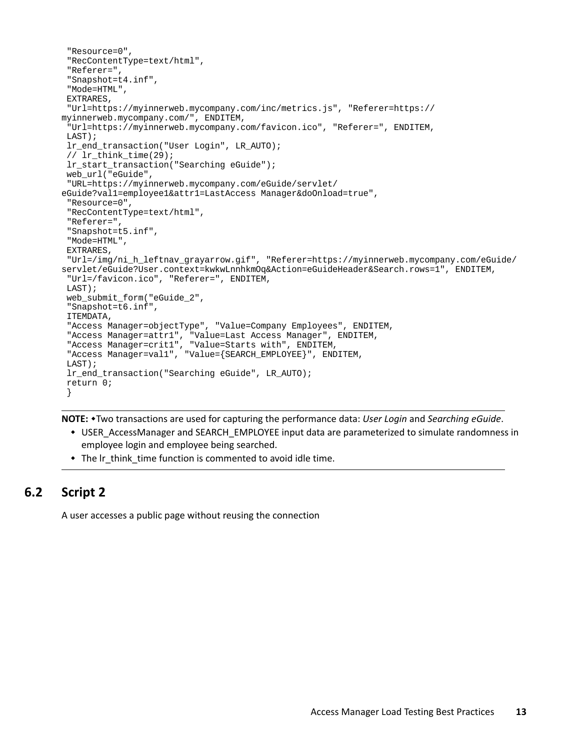```
 "Resource=0",
 "RecContentType=text/html",
 "Referer=",
 "Snapshot=t4.inf",
 "Mode=HTML",
 EXTRARES,
 "Url=https://myinnerweb.mycompany.com/inc/metrics.js", "Referer=https://
myinnerweb.mycompany.com/", ENDITEM,
 "Url=https://myinnerweb.mycompany.com/favicon.ico", "Referer=", ENDITEM,
 LAST);
 lr_end_transaction("User Login", LR_AUTO);
 // lr_think_time(29);
 lr_start_transaction("Searching eGuide");
 web_url("eGuide",
 "URL=https://myinnerweb.mycompany.com/eGuide/servlet/
eGuide?val1=employee1&attr1=LastAccess Manager&doOnload=true",
 "Resource=0",
 "RecContentType=text/html",
 "Referer=",
 "Snapshot=t5.inf",
 "Mode=HTML",
 EXTRARES,
 "Url=/img/ni_h_leftnav_grayarrow.gif", "Referer=https://myinnerweb.mycompany.com/eGuide/
servlet/eGuide?User.context=kwkwLnnhkmOq&Action=eGuideHeader&Search.rows=1", ENDITEM,
 "Url=/favicon.ico", "Referer=", ENDITEM,
 LAST);
 web_submit_form("eGuide_2",
 "Snapshot=t6.inf",
 ITEMDATA,
 "Access Manager=objectType", "Value=Company Employees", ENDITEM,
 "Access Manager=attr1", "Value=Last Access Manager", ENDITEM,
 "Access Manager=crit1", "Value=Starts with", ENDITEM,
 "Access Manager=val1", "Value={SEARCH_EMPLOYEE}", ENDITEM,
 LAST);
 lr_end_transaction("Searching eGuide", LR_AUTO);
 return 0;
 }
```

**NOTE:**
- Two transactions are used for capturing the performance data: *User Login* and *Searching eGuide*.
- USER_AccessManager and SEARCH_EMPLOYEE input data are parameterized to simulate randomness in employee login and employee being searched.
- The lr_think_time function is commented to avoid idle time.

## 6.2 Script 2

A user accesses a public page without reusing the connection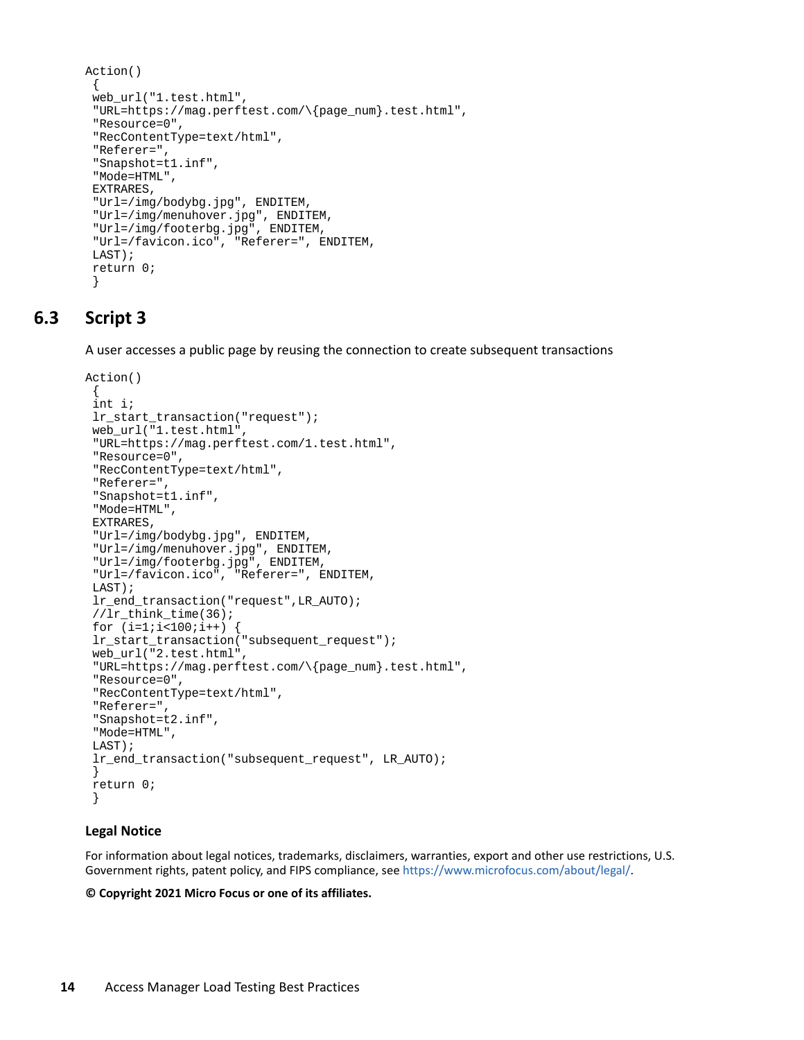```
Action()
 {
 web_url("1.test.html",
 "URL=https://mag.perftest.com/\{page_num}.test.html",
 "Resource=0",
 "RecContentType=text/html",
 "Referer=",
 "Snapshot=t1.inf",
 "Mode=HTML",
 EXTRARES,
 "Url=/img/bodybg.jpg", ENDITEM,
 "Url=/img/menuhover.jpg", ENDITEM,
 "Url=/img/footerbg.jpg", ENDITEM,
 "Url=/favicon.ico", "Referer=", ENDITEM,
 LAST);
 return 0;
 }
```

## 6.3 Script 3

A user accesses a public page by reusing the connection to create subsequent transactions

```
Action()
 {
 int i;
 lr_start_transaction("request");
 web_url("1.test.html",
 "URL=https://mag.perftest.com/1.test.html",
 "Resource=0",
 "RecContentType=text/html",
 "Referer=",
 "Snapshot=t1.inf",
 "Mode=HTML",
 EXTRARES,
 "Url=/img/bodybg.jpg", ENDITEM,
 "Url=/img/menuhover.jpg", ENDITEM,
 "Url=/img/footerbg.jpg", ENDITEM,
 "Url=/favicon.ico", "Referer=", ENDITEM,
 LAST);
 lr_end_transaction("request",LR_AUTO);
 //lr_think_time(36);
 for (i=1;i<100;i++) {
 lr_start_transaction("subsequent_request");
 web_url("2.test.html",
 "URL=https://mag.perftest.com/\{page_num}.test.html",
 "Resource=0",
 "RecContentType=text/html",
 "Referer=",
 "Snapshot=t2.inf",
 "Mode=HTML",
 LAST);
 lr_end_transaction("subsequent_request", LR_AUTO);
 }
 return 0;
 }
```

### Legal Notice

For information about legal notices, trademarks, disclaimers, warranties, export and other use restrictions, U.S. Government rights, patent policy, and FIPS compliance, see https://www.microfocus.com/about/legal/.

**© Copyright 2021 Micro Focus or one of its affiliates.**